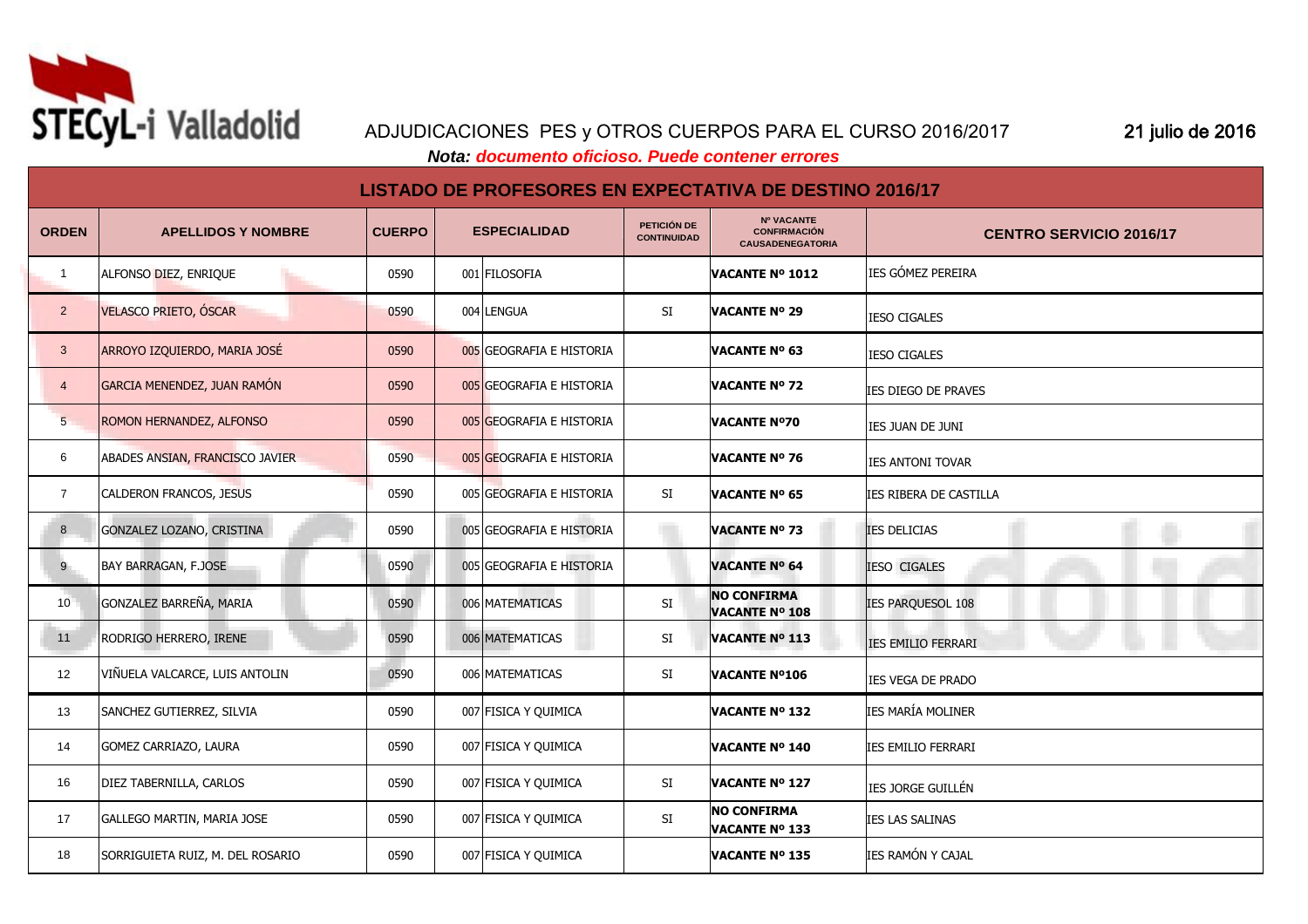# ADJUDICACIONES PES y OTROS CUERPOS PARA EL CURSO 2016/2017

21 julio de 2016

***Nota: documento oficioso. Puede contener errores***

## LISTADO DE PROFESORES EN EXPECTATIVA DE DESTINO 2016/17

| ORDEN | APELLIDOS Y NOMBRE | CUERPO | ESPECIALIDAD | | PETICIÓN DE CONTINUIDAD | Nº VACANTE CONFIRMACIÓN CAUSADENEGATORIA | CENTRO SERVICIO 2016/17 |
|---|---|---|---|---|---|---|---|
| 1 | ALFONSO DIEZ, ENRIQUE | 0590 | 001 | FILOSOFIA | | **VACANTE Nº 1012** | IES GÓMEZ PEREIRA |
| 2 | VELASCO PRIETO, ÓSCAR | 0590 | 004 | LENGUA | SI | **VACANTE Nº 29** | IESO CIGALES |
| 3 | ARROYO IZQUIERDO, MARIA JOSÉ | 0590 | 005 | GEOGRAFIA E HISTORIA | | **VACANTE Nº 63** | IESO CIGALES |
| 4 | GARCIA MENENDEZ, JUAN RAMÓN | 0590 | 005 | GEOGRAFIA E HISTORIA | | **VACANTE Nº 72** | IES DIEGO DE PRAVES |
| 5 | ROMON HERNANDEZ, ALFONSO | 0590 | 005 | GEOGRAFIA E HISTORIA | | **VACANTE Nº70** | IES JUAN DE JUNI |
| 6 | ABADES ANSIAN, FRANCISCO JAVIER | 0590 | 005 | GEOGRAFIA E HISTORIA | | **VACANTE Nº 76** | IES ANTONI TOVAR |
| 7 | CALDERON FRANCOS, JESUS | 0590 | 005 | GEOGRAFIA E HISTORIA | SI | **VACANTE Nº 65** | IES RIBERA DE CASTILLA |
| 8 | GONZALEZ LOZANO, CRISTINA | 0590 | 005 | GEOGRAFIA E HISTORIA | | **VACANTE Nº 73** | IES DELICIAS |
| 9 | BAY BARRAGAN, F.JOSE | 0590 | 005 | GEOGRAFIA E HISTORIA | | **VACANTE Nº 64** | IESO CIGALES |
| 10 | GONZALEZ BARREÑA, MARIA | 0590 | 006 | MATEMATICAS | SI | **NO CONFIRMA VACANTE Nº 108** | IES PARQUESOL 108 |
| 11 | RODRIGO HERRERO, IRENE | 0590 | 006 | MATEMATICAS | SI | **VACANTE Nº 113** | IES EMILIO FERRARI |
| 12 | VIÑUELA VALCARCE, LUIS ANTOLIN | 0590 | 006 | MATEMATICAS | SI | **VACANTE Nº106** | IES VEGA DE PRADO |
| 13 | SANCHEZ GUTIERREZ, SILVIA | 0590 | 007 | FISICA Y QUIMICA | | **VACANTE Nº 132** | IES MARÍA MOLINER |
| 14 | GOMEZ CARRIAZO, LAURA | 0590 | 007 | FISICA Y QUIMICA | | **VACANTE Nº 140** | IES EMILIO FERRARI |
| 16 | DIEZ TABERNILLA, CARLOS | 0590 | 007 | FISICA Y QUIMICA | SI | **VACANTE Nº 127** | IES JORGE GUILLÉN |
| 17 | GALLEGO MARTIN, MARIA JOSE | 0590 | 007 | FISICA Y QUIMICA | SI | **NO CONFIRMA VACANTE Nº 133** | IES LAS SALINAS |
| 18 | SORRIGUIETA RUIZ, M. DEL ROSARIO | 0590 | 007 | FISICA Y QUIMICA | | **VACANTE Nº 135** | IES RAMÓN Y CAJAL |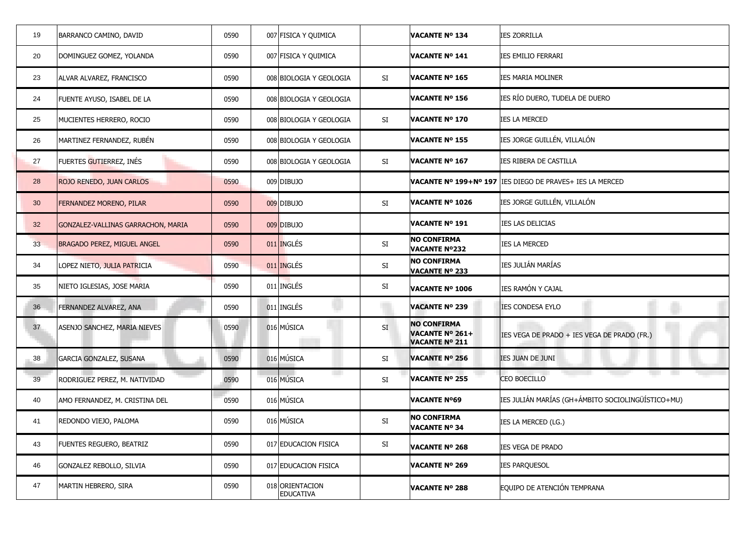| | | | | | | | |
|---|---|---|---|---|---|---|---|
| 19 | BARRANCO CAMINO, DAVID | 0590 | 007 | FISICA Y QUIMICA | | **VACANTE Nº 134** | IES ZORRILLA |
| 20 | DOMINGUEZ GOMEZ, YOLANDA | 0590 | 007 | FISICA Y QUIMICA | | **VACANTE Nº 141** | IES EMILIO FERRARI |
| 23 | ALVAR ALVAREZ, FRANCISCO | 0590 | 008 | BIOLOGIA Y GEOLOGIA | SI | **VACANTE Nº 165** | IES MARIA MOLINER |
| 24 | FUENTE AYUSO, ISABEL DE LA | 0590 | 008 | BIOLOGIA Y GEOLOGIA | | **VACANTE Nº 156** | IES RÍO DUERO, TUDELA DE DUERO |
| 25 | MUCIENTES HERRERO, ROCIO | 0590 | 008 | BIOLOGIA Y GEOLOGIA | SI | **VACANTE Nº 170** | IES LA MERCED |
| 26 | MARTINEZ FERNANDEZ, RUBÉN | 0590 | 008 | BIOLOGIA Y GEOLOGIA | | **VACANTE Nº 155** | IES JORGE GUILLÉN, VILLALÓN |
| 27 | FUERTES GUTIERREZ, INÉS | 0590 | 008 | BIOLOGIA Y GEOLOGIA | SI | **VACANTE Nº 167** | IES RIBERA DE CASTILLA |
| 28 | ROJO RENEDO, JUAN CARLOS | 0590 | 009 | DIBUJO | | **VACANTE Nº 199+Nº 197** | IES DIEGO DE PRAVES+ IES LA MERCED |
| 30 | FERNANDEZ MORENO, PILAR | 0590 | 009 | DIBUJO | SI | **VACANTE Nº 1026** | IES JORGE GUILLÉN, VILLALÓN |
| 32 | GONZALEZ-VALLINAS GARRACHON, MARIA | 0590 | 009 | DIBUJO | | **VACANTE Nº 191** | IES LAS DELICIAS |
| 33 | BRAGADO PEREZ, MIGUEL ANGEL | 0590 | 011 | INGLÉS | SI | **NO CONFIRMA VACANTE Nº232** | IES LA MERCED |
| 34 | LOPEZ NIETO, JULIA PATRICIA | 0590 | 011 | INGLÉS | SI | **NO CONFIRMA VACANTE Nº 233** | IES JULIÁN MARÍAS |
| 35 | NIETO IGLESIAS, JOSE MARIA | 0590 | 011 | INGLÉS | SI | **VACANTE Nº 1006** | IES RAMÓN Y CAJAL |
| 36 | FERNANDEZ ALVAREZ, ANA | 0590 | 011 | INGLÉS | | **VACANTE Nº 239** | IES CONDESA EYLO |
| 37 | ASENJO SANCHEZ, MARIA NIEVES | 0590 | 016 | MÚSICA | SI | **NO CONFIRMA VACANTE Nº 261+ VACANTE Nº 211** | IES VEGA DE PRADO + IES VEGA DE PRADO (FR.) |
| 38 | GARCIA GONZALEZ, SUSANA | 0590 | 016 | MÚSICA | SI | **VACANTE Nº 256** | IES JUAN DE JUNI |
| 39 | RODRIGUEZ PEREZ, M. NATIVIDAD | 0590 | 016 | MÚSICA | SI | **VACANTE Nº 255** | CEO BOECILLO |
| 40 | AMO FERNANDEZ, M. CRISTINA DEL | 0590 | 016 | MÚSICA | | **VACANTE Nº69** | IES JULIÁN MARÍAS (GH+ÁMBITO SOCIOLINGÜÍSTICO+MU) |
| 41 | REDONDO VIEJO, PALOMA | 0590 | 016 | MÚSICA | SI | **NO CONFIRMA VACANTE Nº 34** | IES LA MERCED (LG.) |
| 43 | FUENTES REGUERO, BEATRIZ | 0590 | 017 | EDUCACION FISICA | SI | **VACANTE Nº 268** | IES VEGA DE PRADO |
| 46 | GONZALEZ REBOLLO, SILVIA | 0590 | 017 | EDUCACION FISICA | | **VACANTE Nº 269** | IES PARQUESOL |
| 47 | MARTIN HEBRERO, SIRA | 0590 | 018 | ORIENTACION EDUCATIVA | | **VACANTE Nº 288** | EQUIPO DE ATENCIÓN TEMPRANA |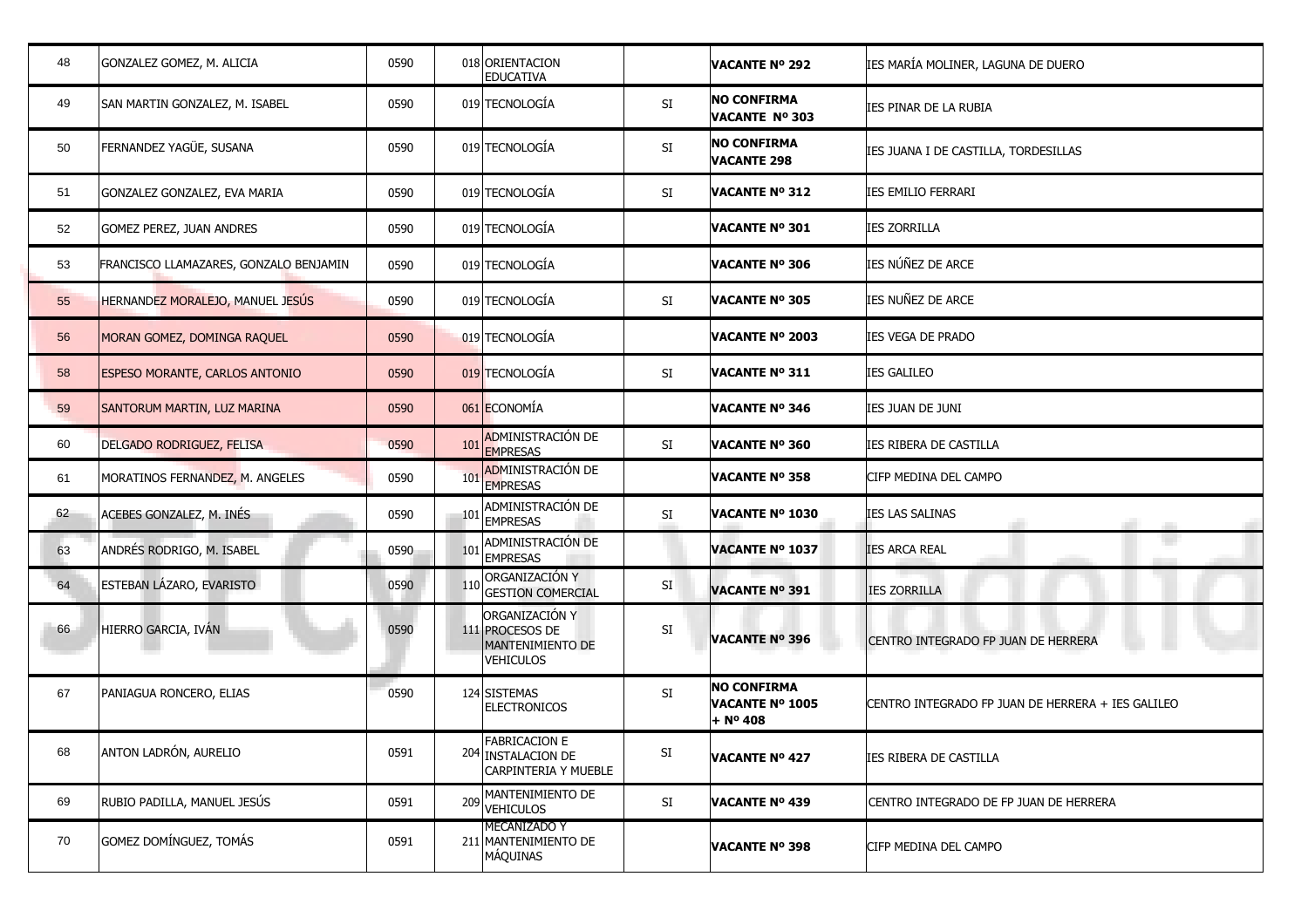| | | | | | | |
|---|---|---|---|---|---|---|
| 48 | GONZALEZ GOMEZ, M. ALICIA | 0590 | 018 ORIENTACION EDUCATIVA | | **VACANTE Nº 292** | IES MARÍA MOLINER, LAGUNA DE DUERO |
| 49 | SAN MARTIN GONZALEZ, M. ISABEL | 0590 | 019 TECNOLOGÍA | SI | **NO CONFIRMA VACANTE Nº 303** | IES PINAR DE LA RUBIA |
| 50 | FERNANDEZ YAGÜE, SUSANA | 0590 | 019 TECNOLOGÍA | SI | **NO CONFIRMA VACANTE 298** | IES JUANA I DE CASTILLA, TORDESILLAS |
| 51 | GONZALEZ GONZALEZ, EVA MARIA | 0590 | 019 TECNOLOGÍA | SI | **VACANTE Nº 312** | IES EMILIO FERRARI |
| 52 | GOMEZ PEREZ, JUAN ANDRES | 0590 | 019 TECNOLOGÍA | | **VACANTE Nº 301** | IES ZORRILLA |
| 53 | FRANCISCO LLAMAZARES, GONZALO BENJAMIN | 0590 | 019 TECNOLOGÍA | | **VACANTE Nº 306** | IES NÚÑEZ DE ARCE |
| 55 | HERNANDEZ MORALEJO, MANUEL JESÚS | 0590 | 019 TECNOLOGÍA | SI | **VACANTE Nº 305** | IES NUÑEZ DE ARCE |
| 56 | MORAN GOMEZ, DOMINGA RAQUEL | 0590 | 019 TECNOLOGÍA | | **VACANTE Nº 2003** | IES VEGA DE PRADO |
| 58 | ESPESO MORANTE, CARLOS ANTONIO | 0590 | 019 TECNOLOGÍA | SI | **VACANTE Nº 311** | IES GALILEO |
| 59 | SANTORUM MARTIN, LUZ MARINA | 0590 | 061 ECONOMÍA | | **VACANTE Nº 346** | IES JUAN DE JUNI |
| 60 | DELGADO RODRIGUEZ, FELISA | 0590 | 101 ADMINISTRACIÓN DE EMPRESAS | SI | **VACANTE Nº 360** | IES RIBERA DE CASTILLA |
| 61 | MORATINOS FERNANDEZ, M. ANGELES | 0590 | 101 ADMINISTRACIÓN DE EMPRESAS | | **VACANTE Nº 358** | CIFP MEDINA DEL CAMPO |
| 62 | ACEBES GONZALEZ, M. INÉS | 0590 | 101 ADMINISTRACIÓN DE EMPRESAS | SI | **VACANTE Nº 1030** | IES LAS SALINAS |
| 63 | ANDRÉS RODRIGO, M. ISABEL | 0590 | 101 ADMINISTRACIÓN DE EMPRESAS | | **VACANTE Nº 1037** | IES ARCA REAL |
| 64 | ESTEBAN LÁZARO, EVARISTO | 0590 | 110 ORGANIZACIÓN Y GESTION COMERCIAL | SI | **VACANTE Nº 391** | IES ZORRILLA |
| 66 | HIERRO GARCIA, IVÁN | 0590 | 111 ORGANIZACIÓN Y PROCESOS DE MANTENIMIENTO DE VEHICULOS | SI | **VACANTE Nº 396** | CENTRO INTEGRADO FP JUAN DE HERRERA |
| 67 | PANIAGUA RONCERO, ELIAS | 0590 | 124 SISTEMAS ELECTRONICOS | SI | **NO CONFIRMA VACANTE Nº 1005 + Nº 408** | CENTRO INTEGRADO FP JUAN DE HERRERA + IES GALILEO |
| 68 | ANTON LADRÓN, AURELIO | 0591 | 204 FABRICACION E INSTALACION DE CARPINTERIA Y MUEBLE | SI | **VACANTE Nº 427** | IES RIBERA DE CASTILLA |
| 69 | RUBIO PADILLA, MANUEL JESÚS | 0591 | 209 MANTENIMIENTO DE VEHICULOS | SI | **VACANTE Nº 439** | CENTRO INTEGRADO DE FP JUAN DE HERRERA |
| 70 | GOMEZ DOMÍNGUEZ, TOMÁS | 0591 | 211 MECANIZADO Y MANTENIMIENTO DE MÁQUINAS | | **VACANTE Nº 398** | CIFP MEDINA DEL CAMPO |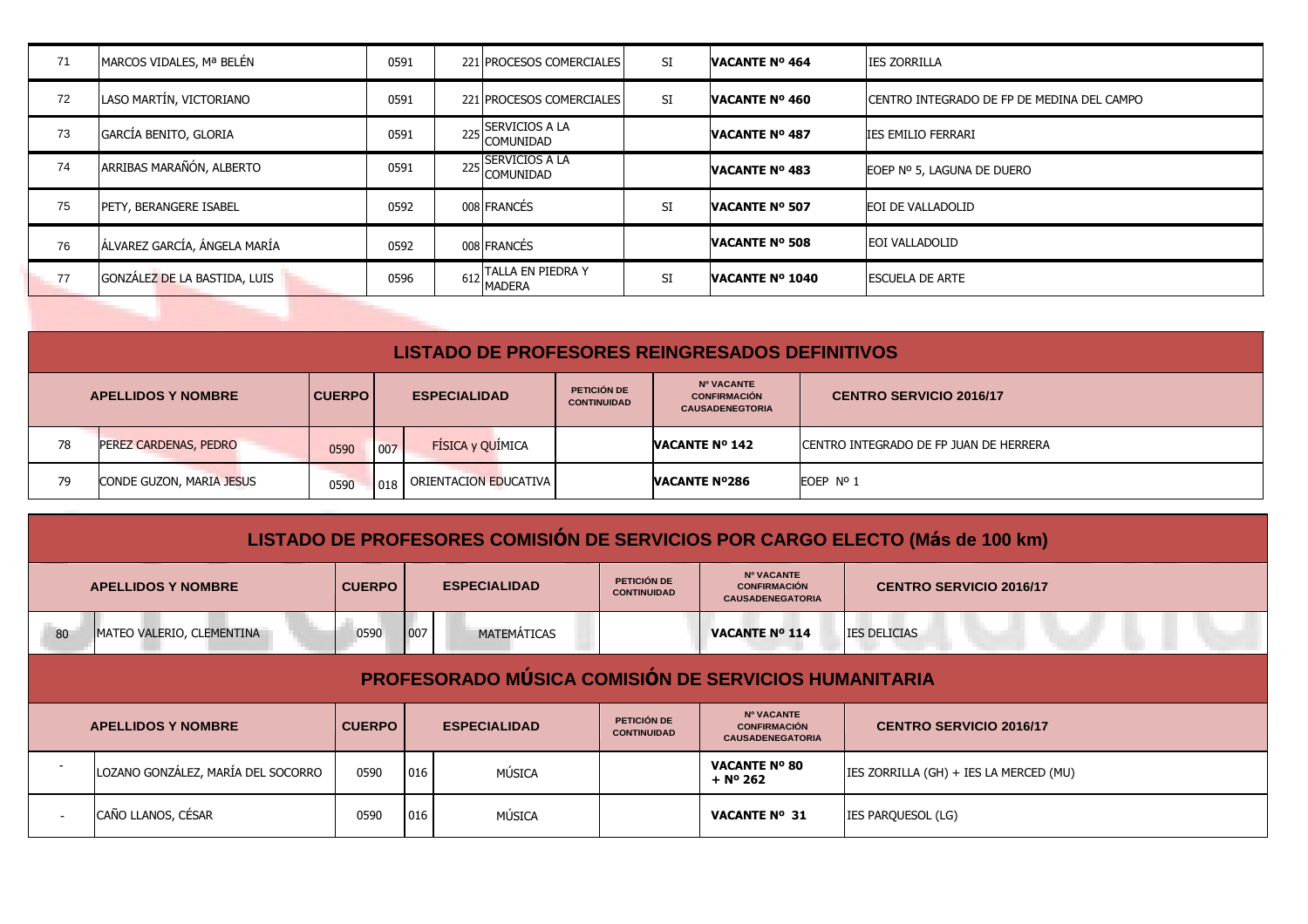| | | | | | | | |
|---|---|---|---|---|---|---|---|
| 71 | MARCOS VIDALES, Mª BELÉN | 0591 | 221 | PROCESOS COMERCIALES | SI | VACANTE Nº 464 | IES ZORRILLA |
| 72 | LASO MARTÍN, VICTORIANO | 0591 | 221 | PROCESOS COMERCIALES | SI | VACANTE Nº 460 | CENTRO INTEGRADO DE FP DE MEDINA DEL CAMPO |
| 73 | GARCÍA BENITO, GLORIA | 0591 | 225 | SERVICIOS A LA COMUNIDAD | | VACANTE Nº 487 | IES EMILIO FERRARI |
| 74 | ARRIBAS MARAÑÓN, ALBERTO | 0591 | 225 | SERVICIOS A LA COMUNIDAD | | VACANTE Nº 483 | EOEP Nº 5, LAGUNA DE DUERO |
| 75 | PETY, BERANGERE ISABEL | 0592 | 008 | FRANCÉS | SI | VACANTE Nº 507 | EOI DE VALLADOLID |
| 76 | ÁLVAREZ GARCÍA, ÁNGELA MARÍA | 0592 | 008 | FRANCÉS | | VACANTE Nº 508 | EOI VALLADOLID |
| 77 | GONZÁLEZ DE LA BASTIDA, LUIS | 0596 | 612 | TALLA EN PIEDRA Y MADERA | SI | VACANTE Nº 1040 | ESCUELA DE ARTE |

## LISTADO DE PROFESORES REINGRESADOS DEFINITIVOS

| | APELLIDOS Y NOMBRE | CUERPO | ESPECIALIDAD | | PETICIÓN DE CONTINUIDAD | Nº VACANTE CONFIRMACIÓN CAUSADENEGTORIA | CENTRO SERVICIO 2016/17 |
|---|---|---|---|---|---|---|---|
| 78 | PEREZ CARDENAS, PEDRO | 0590 | 007 | FÍSICA y QUÍMICA | | VACANTE Nº 142 | CENTRO INTEGRADO DE FP JUAN DE HERRERA |
| 79 | CONDE GUZON, MARIA JESUS | 0590 | 018 | ORIENTACION EDUCATIVA | | VACANTE Nº286 | EOEP Nº 1 |

## LISTADO DE PROFESORES COMISIÓN DE SERVICIOS POR CARGO ELECTO (Más de 100 km)

| | APELLIDOS Y NOMBRE | CUERPO | ESPECIALIDAD | | PETICIÓN DE CONTINUIDAD | Nº VACANTE CONFIRMACIÓN CAUSADENEGATORIA | CENTRO SERVICIO 2016/17 |
|---|---|---|---|---|---|---|---|
| 80 | MATEO VALERIO, CLEMENTINA | 0590 | 007 | MATEMÁTICAS | | VACANTE Nº 114 | IES DELICIAS |

## PROFESORADO MÚSICA COMISIÓN DE SERVICIOS HUMANITARIA

| | APELLIDOS Y NOMBRE | CUERPO | ESPECIALIDAD | | PETICIÓN DE CONTINUIDAD | Nº VACANTE CONFIRMACIÓN CAUSADENEGATORIA | CENTRO SERVICIO 2016/17 |
|---|---|---|---|---|---|---|---|
| - | LOZANO GONZÁLEZ, MARÍA DEL SOCORRO | 0590 | 016 | MÚSICA | | VACANTE Nº 80 + Nº 262 | IES ZORRILLA (GH) + IES LA MERCED (MU) |
| - | CAÑO LLANOS, CÉSAR | 0590 | 016 | MÚSICA | | VACANTE Nº 31 | IES PARQUESOL (LG) |